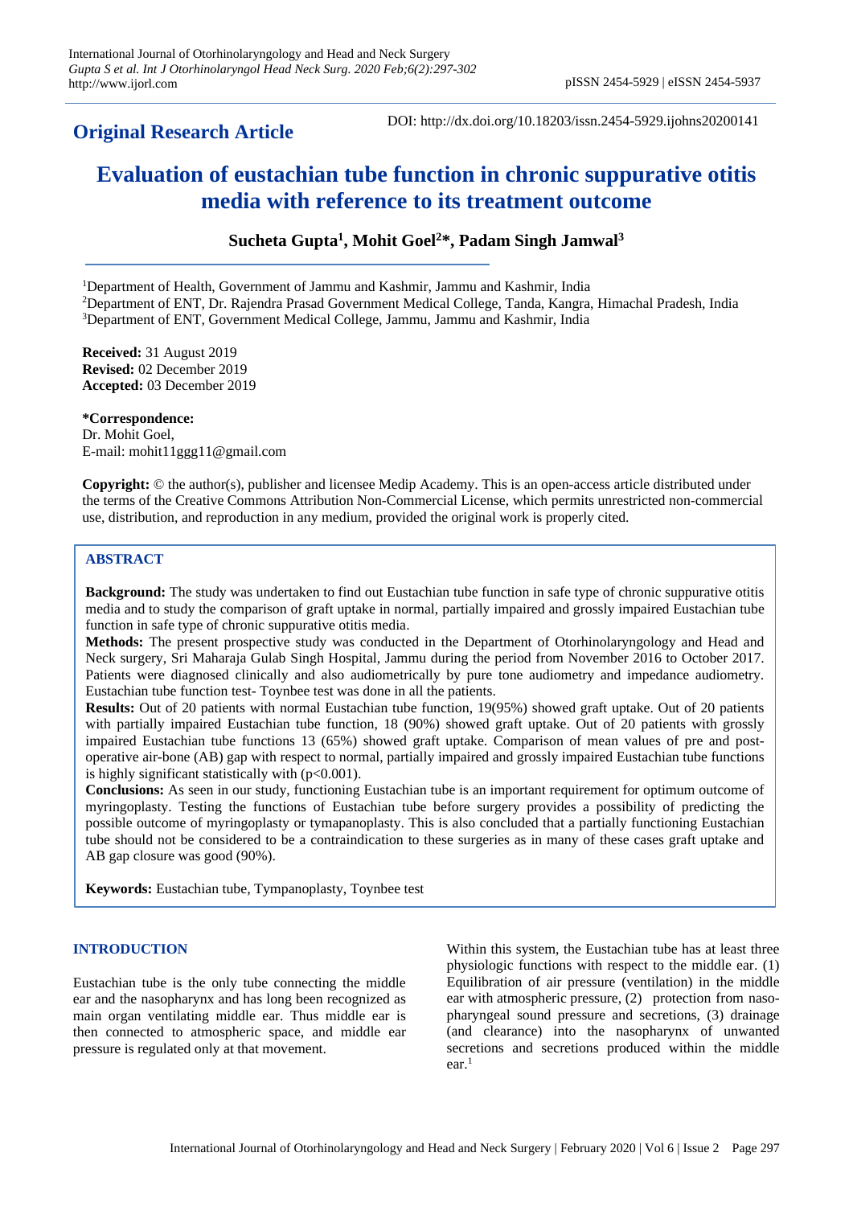**Original Research Article**

DOI: http://dx.doi.org/10.18203/issn.2454-5929.ijohns20200141

# Evaluation of eustachian tube function in chronic suppurative otitis media with reference to its treatment outcome

**Sucheta Gupta[1], Mohit Goel[2]*, Padam Singh Jamwal[3]**

[1]Department of Health, Government of Jammu and Kashmir, Jammu and Kashmir, India
[2]Department of ENT, Dr. Rajendra Prasad Government Medical College, Tanda, Kangra, Himachal Pradesh, India
[3]Department of ENT, Government Medical College, Jammu, Jammu and Kashmir, India

**Received:** 31 August 2019
**Revised:** 02 December 2019
**Accepted:** 03 December 2019

***Correspondence:**
Dr. Mohit Goel,
E-mail: mohit11ggg11@gmail.com

**Copyright:** © the author(s), publisher and licensee Medip Academy. This is an open-access article distributed under the terms of the Creative Commons Attribution Non-Commercial License, which permits unrestricted non-commercial use, distribution, and reproduction in any medium, provided the original work is properly cited.

## ABSTRACT

**Background:** The study was undertaken to find out Eustachian tube function in safe type of chronic suppurative otitis media and to study the comparison of graft uptake in normal, partially impaired and grossly impaired Eustachian tube function in safe type of chronic suppurative otitis media.

**Methods:** The present prospective study was conducted in the Department of Otorhinolaryngology and Head and Neck surgery, Sri Maharaja Gulab Singh Hospital, Jammu during the period from November 2016 to October 2017. Patients were diagnosed clinically and also audiometrically by pure tone audiometry and impedance audiometry. Eustachian tube function test- Toynbee test was done in all the patients.

**Results:** Out of 20 patients with normal Eustachian tube function, 19(95%) showed graft uptake. Out of 20 patients with partially impaired Eustachian tube function, 18 (90%) showed graft uptake. Out of 20 patients with grossly impaired Eustachian tube functions 13 (65%) showed graft uptake. Comparison of mean values of pre and post-operative air-bone (AB) gap with respect to normal, partially impaired and grossly impaired Eustachian tube functions is highly significant statistically with ($p<0.001$).

**Conclusions:** As seen in our study, functioning Eustachian tube is an important requirement for optimum outcome of myringoplasty. Testing the functions of Eustachian tube before surgery provides a possibility of predicting the possible outcome of myringoplasty or tymapanoplasty. This is also concluded that a partially functioning Eustachian tube should not be considered to be a contraindication to these surgeries as in many of these cases graft uptake and AB gap closure was good (90%).

**Keywords:** Eustachian tube, Tympanoplasty, Toynbee test

## INTRODUCTION

Eustachian tube is the only tube connecting the middle ear and the nasopharynx and has long been recognized as main organ ventilating middle ear. Thus middle ear is then connected to atmospheric space, and middle ear pressure is regulated only at that movement.

Within this system, the Eustachian tube has at least three physiologic functions with respect to the middle ear. (1) Equilibration of air pressure (ventilation) in the middle ear with atmospheric pressure, (2) protection from naso-pharyngeal sound pressure and secretions, (3) drainage (and clearance) into the nasopharynx of unwanted secretions and secretions produced within the middle ear.[1]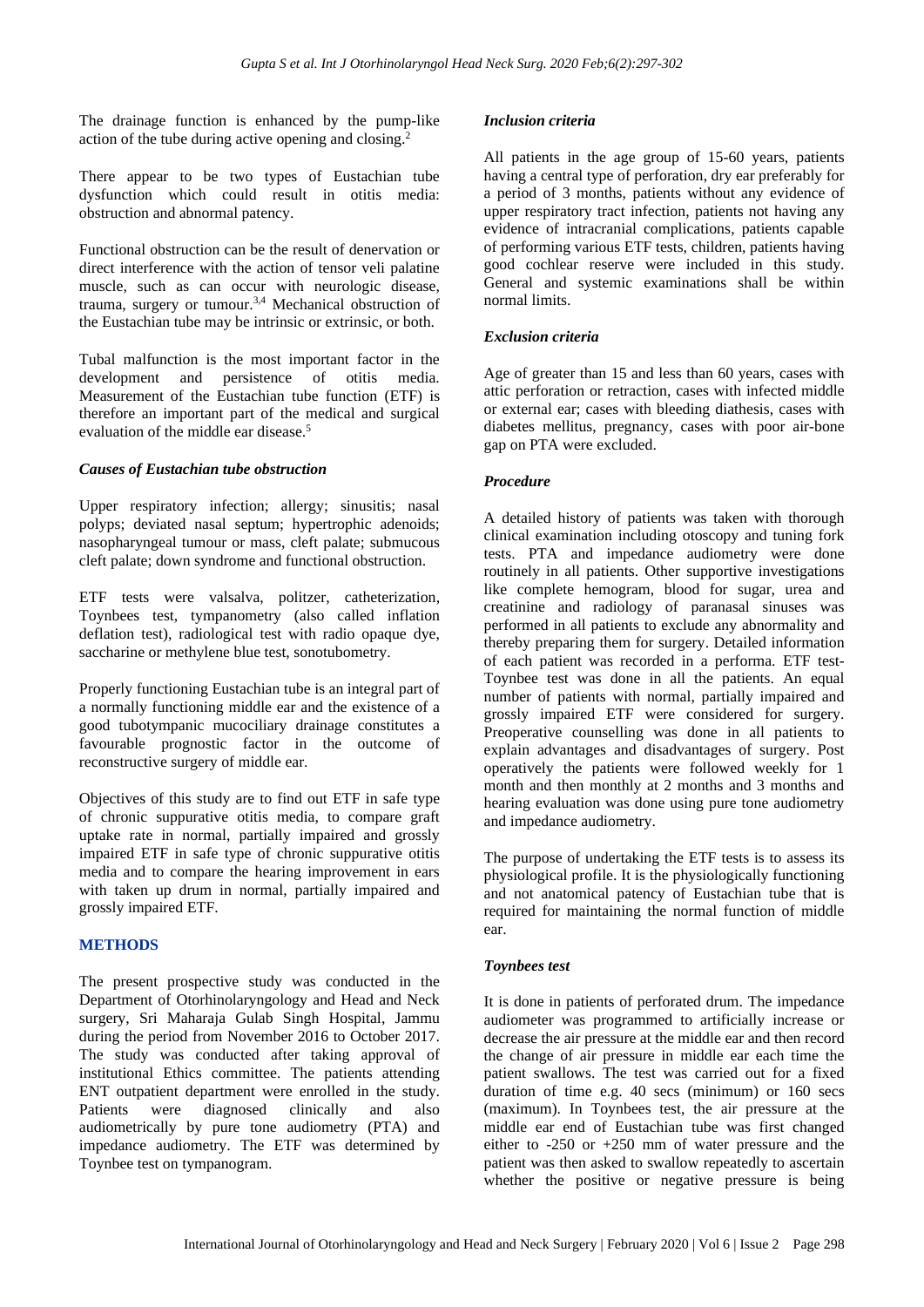The drainage function is enhanced by the pump-like action of the tube during active opening and closing.[2]

There appear to be two types of Eustachian tube dysfunction which could result in otitis media: obstruction and abnormal patency.

Functional obstruction can be the result of denervation or direct interference with the action of tensor veli palatine muscle, such as can occur with neurologic disease, trauma, surgery or tumour.[3,4] Mechanical obstruction of the Eustachian tube may be intrinsic or extrinsic, or both.

Tubal malfunction is the most important factor in the development and persistence of otitis media. Measurement of the Eustachian tube function (ETF) is therefore an important part of the medical and surgical evaluation of the middle ear disease.[5]

### *Causes of Eustachian tube obstruction*

Upper respiratory infection; allergy; sinusitis; nasal polyps; deviated nasal septum; hypertrophic adenoids; nasopharyngeal tumour or mass, cleft palate; submucous cleft palate; down syndrome and functional obstruction.

ETF tests were valsalva, politzer, catheterization, Toynbees test, tympanometry (also called inflation deflation test), radiological test with radio opaque dye, saccharine or methylene blue test, sonotubometry.

Properly functioning Eustachian tube is an integral part of a normally functioning middle ear and the existence of a good tubotympanic mucociliary drainage constitutes a favourable prognostic factor in the outcome of reconstructive surgery of middle ear.

Objectives of this study are to find out ETF in safe type of chronic suppurative otitis media, to compare graft uptake rate in normal, partially impaired and grossly impaired ETF in safe type of chronic suppurative otitis media and to compare the hearing improvement in ears with taken up drum in normal, partially impaired and grossly impaired ETF.

## METHODS

The present prospective study was conducted in the Department of Otorhinolaryngology and Head and Neck surgery, Sri Maharaja Gulab Singh Hospital, Jammu during the period from November 2016 to October 2017. The study was conducted after taking approval of institutional Ethics committee. The patients attending ENT outpatient department were enrolled in the study. Patients were diagnosed clinically and also audiometrically by pure tone audiometry (PTA) and impedance audiometry. The ETF was determined by Toynbee test on tympanogram.

### *Inclusion criteria*

All patients in the age group of 15-60 years, patients having a central type of perforation, dry ear preferably for a period of 3 months, patients without any evidence of upper respiratory tract infection, patients not having any evidence of intracranial complications, patients capable of performing various ETF tests, children, patients having good cochlear reserve were included in this study. General and systemic examinations shall be within normal limits.

### *Exclusion criteria*

Age of greater than 15 and less than 60 years, cases with attic perforation or retraction, cases with infected middle or external ear; cases with bleeding diathesis, cases with diabetes mellitus, pregnancy, cases with poor air-bone gap on PTA were excluded.

### *Procedure*

A detailed history of patients was taken with thorough clinical examination including otoscopy and tuning fork tests. PTA and impedance audiometry were done routinely in all patients. Other supportive investigations like complete hemogram, blood for sugar, urea and creatinine and radiology of paranasal sinuses was performed in all patients to exclude any abnormality and thereby preparing them for surgery. Detailed information of each patient was recorded in a performa. ETF test-Toynbee test was done in all the patients. An equal number of patients with normal, partially impaired and grossly impaired ETF were considered for surgery. Preoperative counselling was done in all patients to explain advantages and disadvantages of surgery. Post operatively the patients were followed weekly for 1 month and then monthly at 2 months and 3 months and hearing evaluation was done using pure tone audiometry and impedance audiometry.

The purpose of undertaking the ETF tests is to assess its physiological profile. It is the physiologically functioning and not anatomical patency of Eustachian tube that is required for maintaining the normal function of middle ear.

### *Toynbees test*

It is done in patients of perforated drum. The impedance audiometer was programmed to artificially increase or decrease the air pressure at the middle ear and then record the change of air pressure in middle ear each time the patient swallows. The test was carried out for a fixed duration of time e.g. 40 secs (minimum) or 160 secs (maximum). In Toynbees test, the air pressure at the middle ear end of Eustachian tube was first changed either to -250 or +250 mm of water pressure and the patient was then asked to swallow repeatedly to ascertain whether the positive or negative pressure is being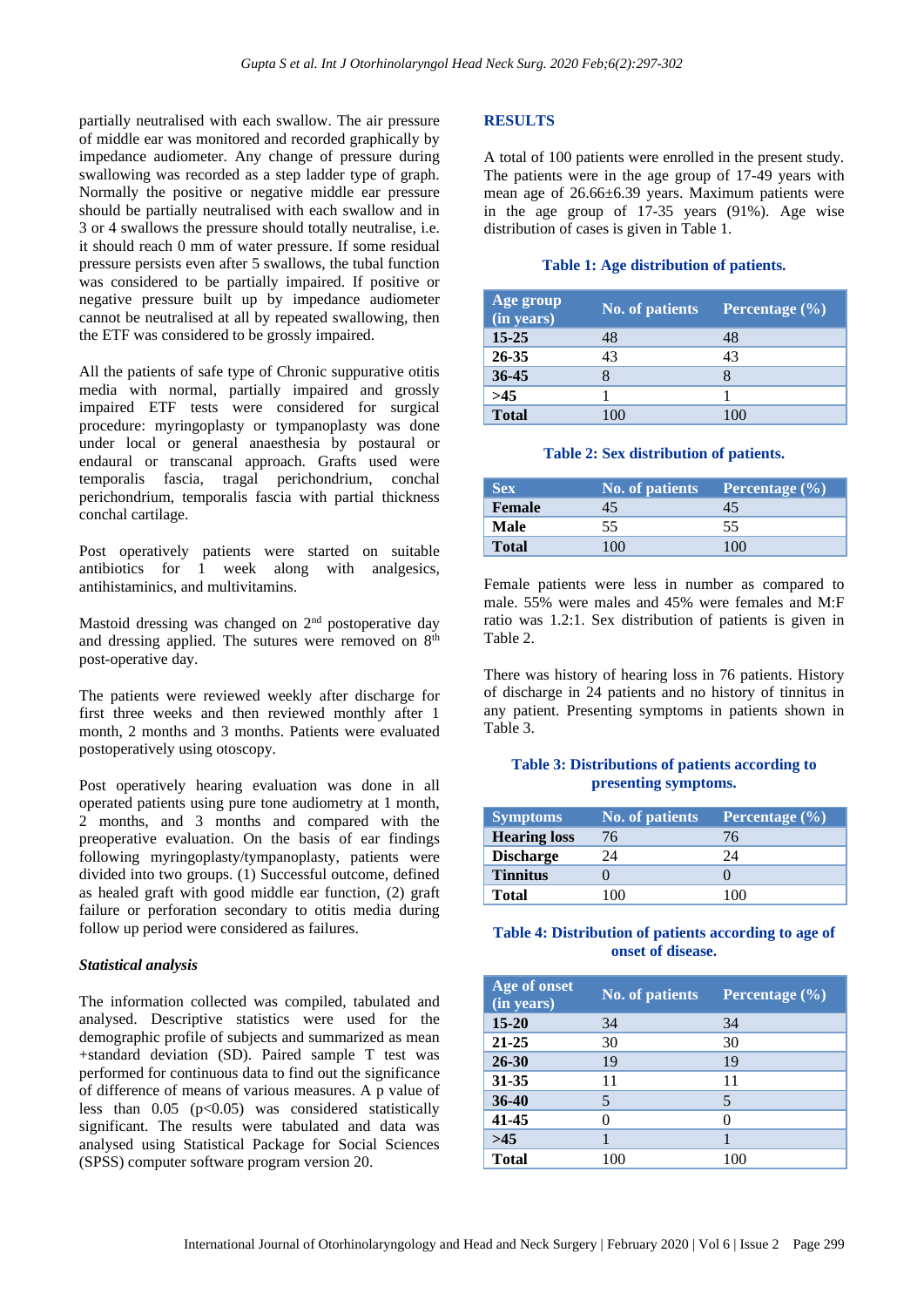partially neutralised with each swallow. The air pressure of middle ear was monitored and recorded graphically by impedance audiometer. Any change of pressure during swallowing was recorded as a step ladder type of graph. Normally the positive or negative middle ear pressure should be partially neutralised with each swallow and in 3 or 4 swallows the pressure should totally neutralise, i.e. it should reach 0 mm of water pressure. If some residual pressure persists even after 5 swallows, the tubal function was considered to be partially impaired. If positive or negative pressure built up by impedance audiometer cannot be neutralised at all by repeated swallowing, then the ETF was considered to be grossly impaired.

All the patients of safe type of Chronic suppurative otitis media with normal, partially impaired and grossly impaired ETF tests were considered for surgical procedure: myringoplasty or tympanoplasty was done under local or general anaesthesia by postaural or endaural or transcanal approach. Grafts used were temporalis fascia, tragal perichondrium, conchal perichondrium, temporalis fascia with partial thickness conchal cartilage.

Post operatively patients were started on suitable antibiotics for 1 week along with analgesics, antihistaminics, and multivitamins.

Mastoid dressing was changed on 2nd postoperative day and dressing applied. The sutures were removed on 8th post-operative day.

The patients were reviewed weekly after discharge for first three weeks and then reviewed monthly after 1 month, 2 months and 3 months. Patients were evaluated postoperatively using otoscopy.

Post operatively hearing evaluation was done in all operated patients using pure tone audiometry at 1 month, 2 months, and 3 months and compared with the preoperative evaluation. On the basis of ear findings following myringoplasty/tympanoplasty, patients were divided into two groups. (1) Successful outcome, defined as healed graft with good middle ear function, (2) graft failure or perforation secondary to otitis media during follow up period were considered as failures.

### *Statistical analysis*

The information collected was compiled, tabulated and analysed. Descriptive statistics were used for the demographic profile of subjects and summarized as mean +standard deviation (SD). Paired sample T test was performed for continuous data to find out the significance of difference of means of various measures. A p value of less than 0.05 ($p<0.05$) was considered statistically significant. The results were tabulated and data was analysed using Statistical Package for Social Sciences (SPSS) computer software program version 20.

## RESULTS

A total of 100 patients were enrolled in the present study. The patients were in the age group of 17-49 years with mean age of 26.66±6.39 years. Maximum patients were in the age group of 17-35 years (91%). Age wise distribution of cases is given in Table 1.

**Table 1: Age distribution of patients.**

| Age group (in years) | No. of patients | Percentage (%) |
|---|---|---|
| **15-25** | 48 | 48 |
| **26-35** | 43 | 43 |
| **36-45** | 8 | 8 |
| **>45** | 1 | 1 |
| **Total** | 100 | 100 |

**Table 2: Sex distribution of patients.**

| Sex | No. of patients | Percentage (%) |
|---|---|---|
| **Female** | 45 | 45 |
| **Male** | 55 | 55 |
| **Total** | 100 | 100 |

Female patients were less in number as compared to male. 55% were males and 45% were females and M:F ratio was 1.2:1. Sex distribution of patients is given in Table 2.

There was history of hearing loss in 76 patients. History of discharge in 24 patients and no history of tinnitus in any patient. Presenting symptoms in patients shown in Table 3.

**Table 3: Distributions of patients according to presenting symptoms.**

| Symptoms | No. of patients | Percentage (%) |
|---|---|---|
| **Hearing loss** | 76 | 76 |
| **Discharge** | 24 | 24 |
| **Tinnitus** | 0 | 0 |
| **Total** | 100 | 100 |

**Table 4: Distribution of patients according to age of onset of disease.**

| Age of onset (in years) | No. of patients | Percentage (%) |
|---|---|---|
| **15-20** | 34 | 34 |
| **21-25** | 30 | 30 |
| **26-30** | 19 | 19 |
| **31-35** | 11 | 11 |
| **36-40** | 5 | 5 |
| **41-45** | 0 | 0 |
| **>45** | 1 | 1 |
| **Total** | 100 | 100 |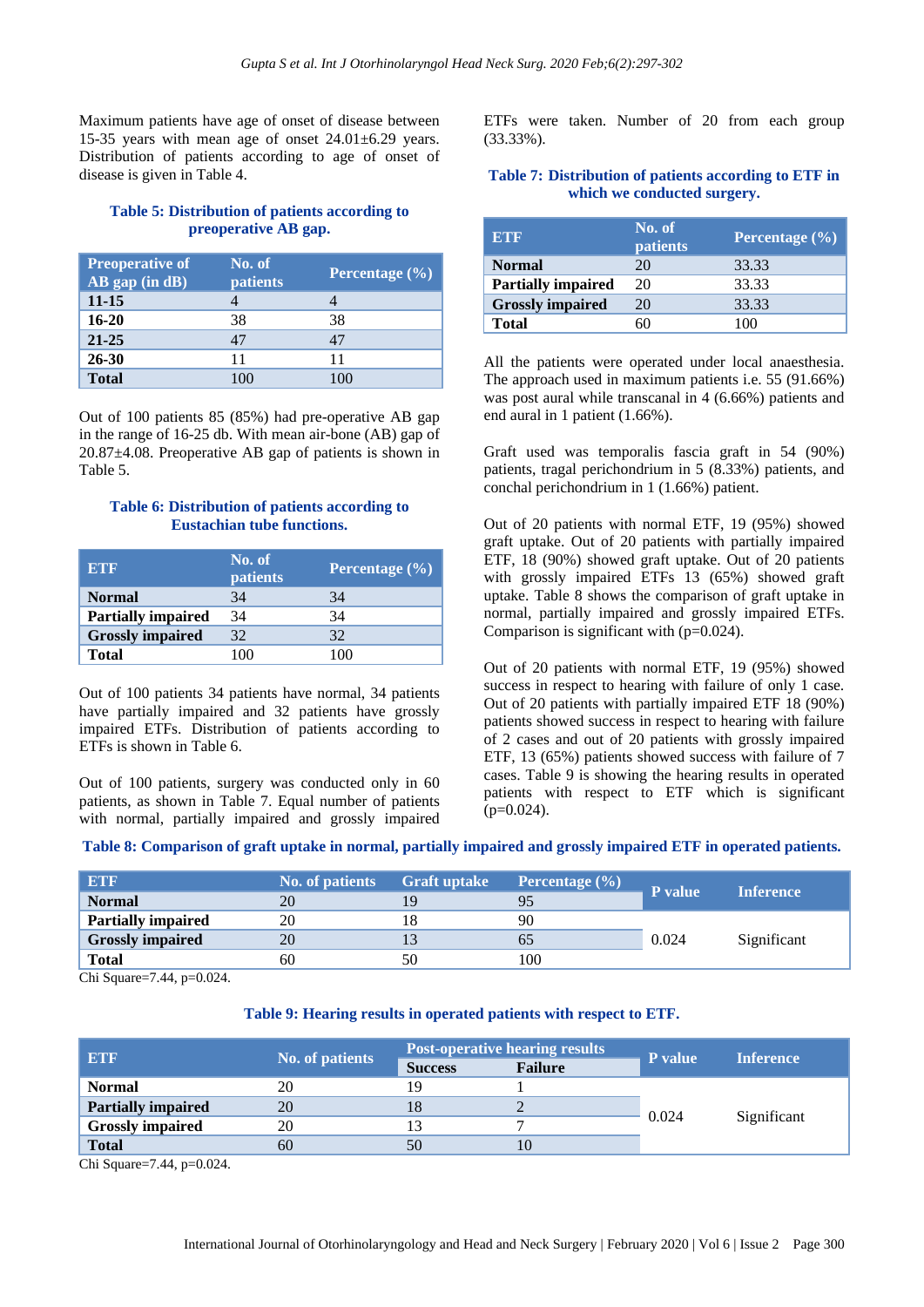Maximum patients have age of onset of disease between 15-35 years with mean age of onset 24.01±6.29 years. Distribution of patients according to age of onset of disease is given in Table 4.

**Table 5: Distribution of patients according to preoperative AB gap.**

| Preoperative of AB gap (in dB) | No. of patients | Percentage (%) |
|---|---|---|
| **11-15** | 4 | 4 |
| **16-20** | 38 | 38 |
| **21-25** | 47 | 47 |
| **26-30** | 11 | 11 |
| **Total** | 100 | 100 |

Out of 100 patients 85 (85%) had pre-operative AB gap in the range of 16-25 db. With mean air-bone (AB) gap of 20.87±4.08. Preoperative AB gap of patients is shown in Table 5.

**Table 6: Distribution of patients according to Eustachian tube functions.**

| ETF | No. of patients | Percentage (%) |
|---|---|---|
| **Normal** | 34 | 34 |
| **Partially impaired** | 34 | 34 |
| **Grossly impaired** | 32 | 32 |
| **Total** | 100 | 100 |

Out of 100 patients 34 patients have normal, 34 patients have partially impaired and 32 patients have grossly impaired ETFs. Distribution of patients according to ETFs is shown in Table 6.

Out of 100 patients, surgery was conducted only in 60 patients, as shown in Table 7. Equal number of patients with normal, partially impaired and grossly impaired ETFs were taken. Number of 20 from each group (33.33%).

**Table 7: Distribution of patients according to ETF in which we conducted surgery.**

| ETF | No. of patients | Percentage (%) |
|---|---|---|
| **Normal** | 20 | 33.33 |
| **Partially impaired** | 20 | 33.33 |
| **Grossly impaired** | 20 | 33.33 |
| **Total** | 60 | 100 |

All the patients were operated under local anaesthesia. The approach used in maximum patients i.e. 55 (91.66%) was post aural while transcanal in 4 (6.66%) patients and end aural in 1 patient (1.66%).

Graft used was temporalis fascia graft in 54 (90%) patients, tragal perichondrium in 5 (8.33%) patients, and conchal perichondrium in 1 (1.66%) patient.

Out of 20 patients with normal ETF, 19 (95%) showed graft uptake. Out of 20 patients with partially impaired ETF, 18 (90%) showed graft uptake. Out of 20 patients with grossly impaired ETFs 13 (65%) showed graft uptake. Table 8 shows the comparison of graft uptake in normal, partially impaired and grossly impaired ETFs. Comparison is significant with (p=0.024).

Out of 20 patients with normal ETF, 19 (95%) showed success in respect to hearing with failure of only 1 case. Out of 20 patients with partially impaired ETF 18 (90%) patients showed success in respect to hearing with failure of 2 cases and out of 20 patients with grossly impaired ETF, 13 (65%) patients showed success with failure of 7 cases. Table 9 is showing the hearing results in operated patients with respect to ETF which is significant (p=0.024).

**Table 8: Comparison of graft uptake in normal, partially impaired and grossly impaired ETF in operated patients.**

| ETF | No. of patients | Graft uptake | Percentage (%) | P value | Inference |
|---|---|---|---|---|---|
| **Normal** | 20 | 19 | 95 | 0.024 | Significant |
| **Partially impaired** | 20 | 18 | 90 | | |
| **Grossly impaired** | 20 | 13 | 65 | | |
| **Total** | 60 | 50 | 100 | | |

Chi Square=7.44, p=0.024.

**Table 9: Hearing results in operated patients with respect to ETF.**

| ETF | No. of patients | Post-operative hearing results | | P value | Inference |
|---|---|---|---|---|---|
| | | Success | Failure | | |
| **Normal** | 20 | 19 | 1 | 0.024 | Significant |
| **Partially impaired** | 20 | 18 | 2 | | |
| **Grossly impaired** | 20 | 13 | 7 | | |
| **Total** | 60 | 50 | 10 | | |

Chi Square=7.44, p=0.024.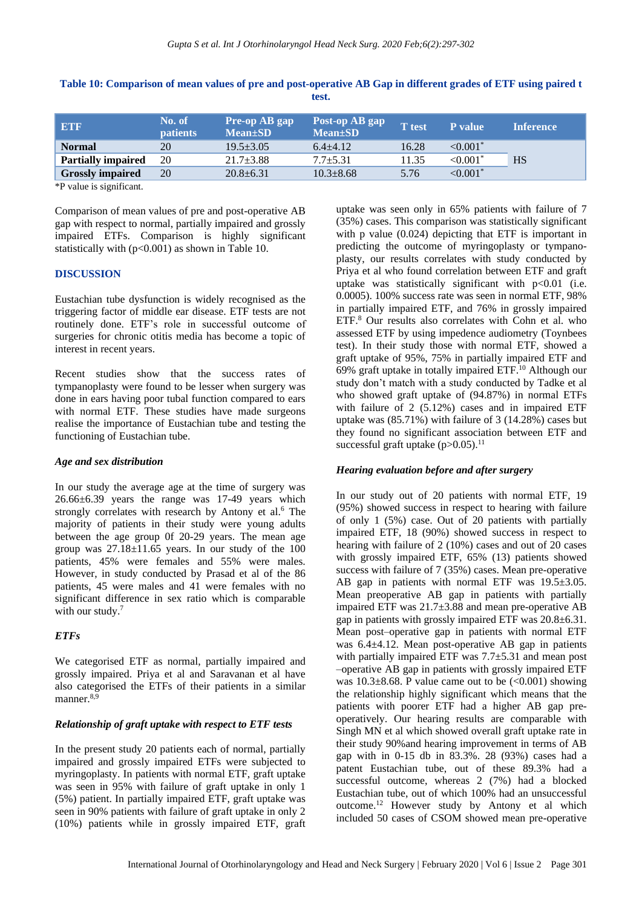**Table 10: Comparison of mean values of pre and post-operative AB Gap in different grades of ETF using paired t test.**

| ETF | No. of patients | Pre-op AB gap Mean±SD | Post-op AB gap Mean±SD | T test | P value | Inference |
|---|---|---|---|---|---|---|
| **Normal** | 20 | 19.5±3.05 | 6.4±4.12 | 16.28 | <0.001* | |
| **Partially impaired** | 20 | 21.7±3.88 | 7.7±5.31 | 11.35 | <0.001* | HS |
| **Grossly impaired** | 20 | 20.8±6.31 | 10.3±8.68 | 5.76 | <0.001* | |

*P value is significant.

Comparison of mean values of pre and post-operative AB gap with respect to normal, partially impaired and grossly impaired ETFs. Comparison is highly significant statistically with ($p<0.001$) as shown in Table 10.

## DISCUSSION

Eustachian tube dysfunction is widely recognised as the triggering factor of middle ear disease. ETF tests are not routinely done. ETF's role in successful outcome of surgeries for chronic otitis media has become a topic of interest in recent years.

Recent studies show that the success rates of tympanoplasty were found to be lesser when surgery was done in ears having poor tubal function compared to ears with normal ETF. These studies have made surgeons realise the importance of Eustachian tube and testing the functioning of Eustachian tube.

### *Age and sex distribution*

In our study the average age at the time of surgery was 26.66±6.39 years the range was 17-49 years which strongly correlates with research by Antony et al.[6] The majority of patients in their study were young adults between the age group 0f 20-29 years. The mean age group was 27.18±11.65 years. In our study of the 100 patients, 45% were females and 55% were males. However, in study conducted by Prasad et al of the 86 patients, 45 were males and 41 were females with no significant difference in sex ratio which is comparable with our study.[7]

### *ETFs*

We categorised ETF as normal, partially impaired and grossly impaired. Priya et al and Saravanan et al have also categorised the ETFs of their patients in a similar manner.[8,9]

### *Relationship of graft uptake with respect to ETF tests*

In the present study 20 patients each of normal, partially impaired and grossly impaired ETFs were subjected to myringoplasty. In patients with normal ETF, graft uptake was seen in 95% with failure of graft uptake in only 1 (5%) patient. In partially impaired ETF, graft uptake was seen in 90% patients with failure of graft uptake in only 2 (10%) patients while in grossly impaired ETF, graft uptake was seen only in 65% patients with failure of 7 (35%) cases. This comparison was statistically significant with p value (0.024) depicting that ETF is important in predicting the outcome of myringoplasty or tympanoplasty, our results correlates with study conducted by Priya et al who found correlation between ETF and graft uptake was statistically significant with $p<0.01$ (i.e. 0.0005). 100% success rate was seen in normal ETF, 98% in partially impaired ETF, and 76% in grossly impaired ETF.[8] Our results also correlates with Cohn et al. who assessed ETF by using impedence audiometry (Toynbees test). In their study those with normal ETF, showed a graft uptake of 95%, 75% in partially impaired ETF and 69% graft uptake in totally impaired ETF.[10] Although our study don't match with a study conducted by Tadke et al who showed graft uptake of (94.87%) in normal ETFs with failure of 2 (5.12%) cases and in impaired ETF uptake was (85.71%) with failure of 3 (14.28%) cases but they found no significant association between ETF and successful graft uptake ($p>0.05$).[11]

### *Hearing evaluation before and after surgery*

In our study out of 20 patients with normal ETF, 19 (95%) showed success in respect to hearing with failure of only 1 (5%) case. Out of 20 patients with partially impaired ETF, 18 (90%) showed success in respect to hearing with failure of 2 (10%) cases and out of 20 cases with grossly impaired ETF, 65% (13) patients showed success with failure of 7 (35%) cases. Mean pre-operative AB gap in patients with normal ETF was 19.5±3.05. Mean preoperative AB gap in patients with partially impaired ETF was 21.7±3.88 and mean pre-operative AB gap in patients with grossly impaired ETF was 20.8±6.31. Mean post–operative gap in patients with normal ETF was 6.4±4.12. Mean post-operative AB gap in patients with partially impaired ETF was 7.7±5.31 and mean post –operative AB gap in patients with grossly impaired ETF was 10.3±8.68. P value came out to be (<0.001) showing the relationship highly significant which means that the patients with poorer ETF had a higher AB gap pre-operatively. Our hearing results are comparable with Singh MN et al which showed overall graft uptake rate in their study 90%and hearing improvement in terms of AB gap with in 0-15 db in 83.3%. 28 (93%) cases had a patent Eustachian tube, out of these 89.3% had a successful outcome, whereas 2 (7%) had a blocked Eustachian tube, out of which 100% had an unsuccessful outcome.[12] However study by Antony et al which included 50 cases of CSOM showed mean pre-operative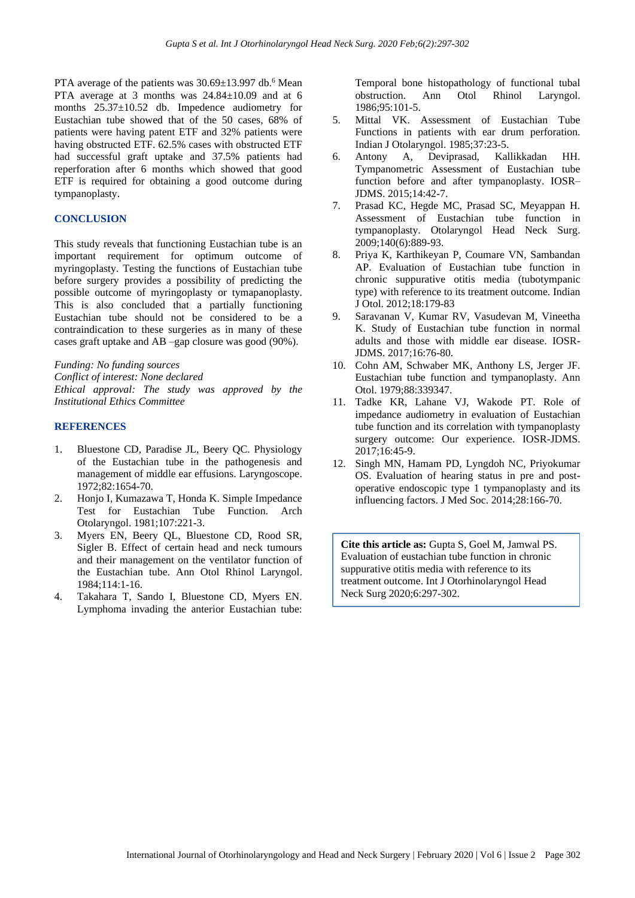PTA average of the patients was 30.69±13.997 db.[6] Mean PTA average at 3 months was 24.84±10.09 and at 6 months 25.37±10.52 db. Impedence audiometry for Eustachian tube showed that of the 50 cases, 68% of patients were having patent ETF and 32% patients were having obstructed ETF. 62.5% cases with obstructed ETF had successful graft uptake and 37.5% patients had reperforation after 6 months which showed that good ETF is required for obtaining a good outcome during tympanoplasty.

## CONCLUSION

This study reveals that functioning Eustachian tube is an important requirement for optimum outcome of myringoplasty. Testing the functions of Eustachian tube before surgery provides a possibility of predicting the possible outcome of myringoplasty or tymapanoplasty. This is also concluded that a partially functioning Eustachian tube should not be considered to be a contraindication to these surgeries as in many of these cases graft uptake and AB –gap closure was good (90%).

*Funding: No funding sources*
*Conflict of interest: None declared*
*Ethical approval: The study was approved by the Institutional Ethics Committee*

## REFERENCES

1. Bluestone CD, Paradise JL, Beery QC. Physiology of the Eustachian tube in the pathogenesis and management of middle ear effusions. Laryngoscope. 1972;82:1654-70.
2. Honjo I, Kumazawa T, Honda K. Simple Impedance Test for Eustachian Tube Function. Arch Otolaryngol. 1981;107:221-3.
3. Myers EN, Beery QL, Bluestone CD, Rood SR, Sigler B. Effect of certain head and neck tumours and their management on the ventilator function of the Eustachian tube. Ann Otol Rhinol Laryngol. 1984;114:1-16.
4. Takahara T, Sando I, Bluestone CD, Myers EN. Lymphoma invading the anterior Eustachian tube: Temporal bone histopathology of functional tubal obstruction. Ann Otol Rhinol Laryngol. 1986;95:101-5.
5. Mittal VK. Assessment of Eustachian Tube Functions in patients with ear drum perforation. Indian J Otolaryngol. 1985;37:23-5.
6. Antony A, Deviprasad, Kallikkadan HH. Tympanometric Assessment of Eustachian tube function before and after tympanoplasty. IOSR–JDMS. 2015;14:42-7.
7. Prasad KC, Hegde MC, Prasad SC, Meyappan H. Assessment of Eustachian tube function in tympanoplasty. Otolaryngol Head Neck Surg. 2009;140(6):889-93.
8. Priya K, Karthikeyan P, Coumare VN, Sambandan AP. Evaluation of Eustachian tube function in chronic suppurative otitis media (tubotympanic type) with reference to its treatment outcome. Indian J Otol. 2012;18:179-83
9. Saravanan V, Kumar RV, Vasudevan M, Vineetha K. Study of Eustachian tube function in normal adults and those with middle ear disease. IOSR-JDMS. 2017;16:76-80.
10. Cohn AM, Schwaber MK, Anthony LS, Jerger JF. Eustachian tube function and tympanoplasty. Ann Otol. 1979;88:339347.
11. Tadke KR, Lahane VJ, Wakode PT. Role of impedance audiometry in evaluation of Eustachian tube function and its correlation with tympanoplasty surgery outcome: Our experience. IOSR-JDMS. 2017;16:45-9.
12. Singh MN, Hamam PD, Lyngdoh NC, Priyokumar OS. Evaluation of hearing status in pre and post-operative endoscopic type 1 tympanoplasty and its influencing factors. J Med Soc. 2014;28:166-70.

**Cite this article as:** Gupta S, Goel M, Jamwal PS. Evaluation of eustachian tube function in chronic suppurative otitis media with reference to its treatment outcome. Int J Otorhinolaryngol Head Neck Surg 2020;6:297-302.